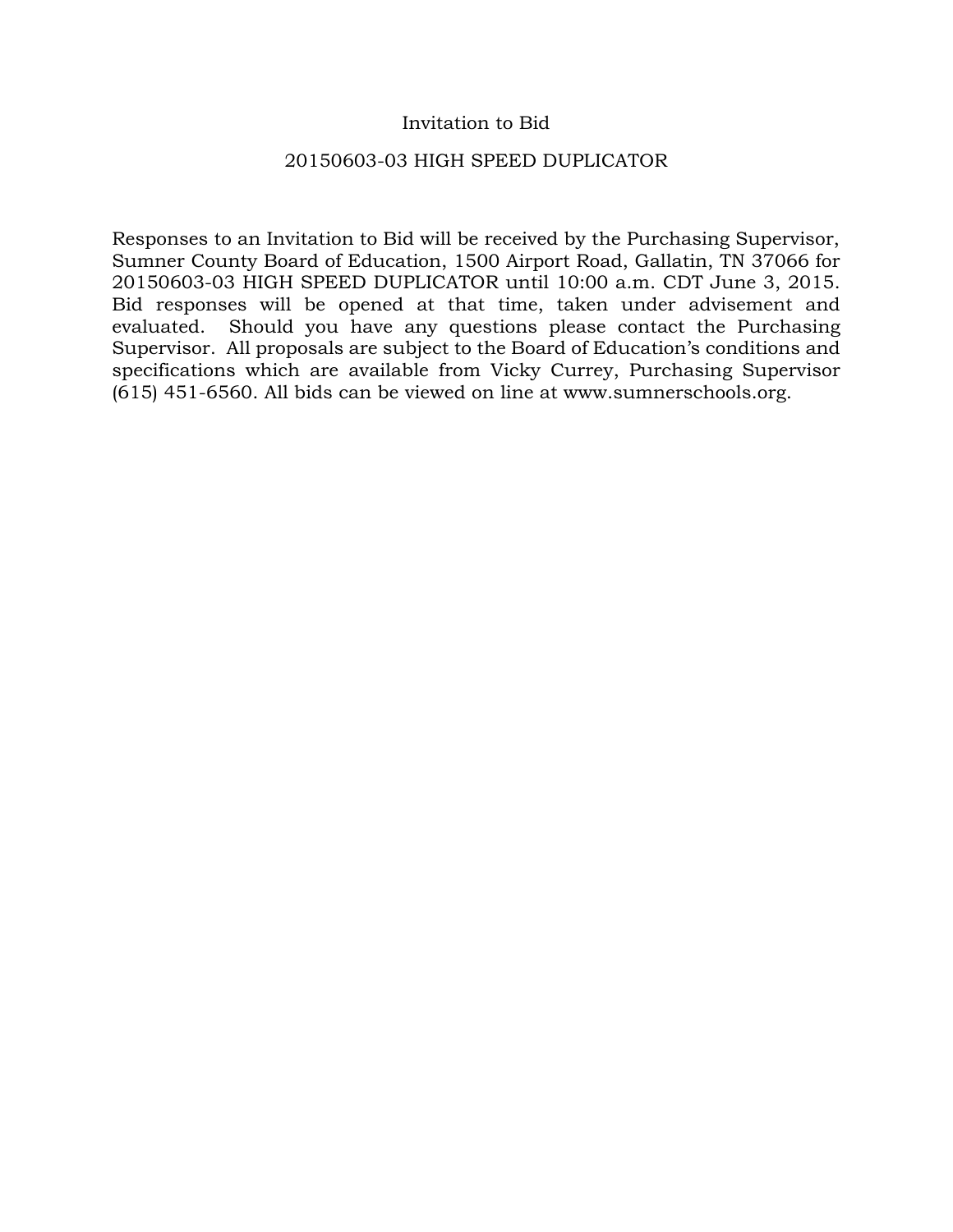# Invitation to Bid

## 20150603-03 HIGH SPEED DUPLICATOR

Responses to an Invitation to Bid will be received by the Purchasing Supervisor, Sumner County Board of Education, 1500 Airport Road, Gallatin, TN 37066 for 20150603-03 HIGH SPEED DUPLICATOR until 10:00 a.m. CDT June 3, 2015. Bid responses will be opened at that time, taken under advisement and evaluated. Should you have any questions please contact the Purchasing Supervisor. All proposals are subject to the Board of Education's conditions and specifications which are available from Vicky Currey, Purchasing Supervisor (615) 451-6560. All bids can be viewed on line at www.sumnerschools.org.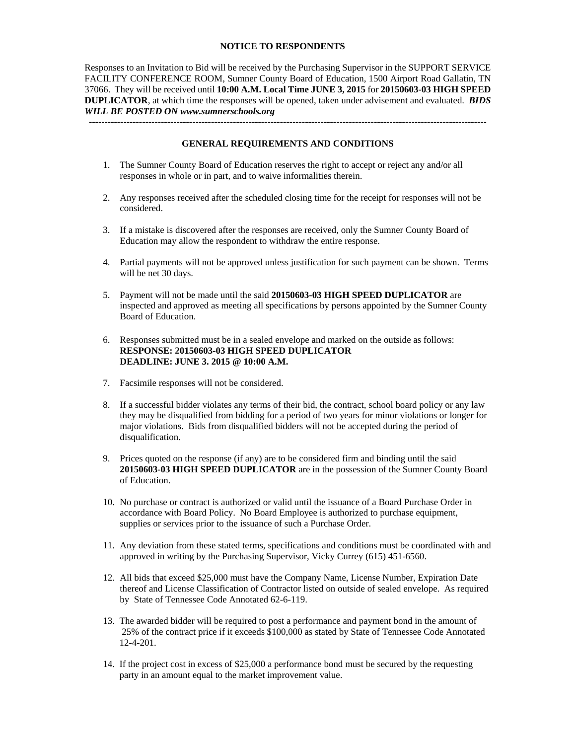## NOTICE TO RESPONDENTS

Responses to an Invitation to Bid will be received by the Purchasing Supervisor in the SUPPORT SERVICE FACILITY CONFERENCE ROOM, Sumner County Board of Education, 1500 Airport Road Gallatin, TN 37066. They will be received until **10:00 A.M. Local Time JUNE 3, 2015** for **20150603-03 HIGH SPEED DUPLICATOR**, at which time the responses will be opened, taken under advisement and evaluated. ***BIDS WILL BE POSTED ON www.sumnerschools.org***

---

## GENERAL REQUIREMENTS AND CONDITIONS

1. The Sumner County Board of Education reserves the right to accept or reject any and/or all responses in whole or in part, and to waive informalities therein.

2. Any responses received after the scheduled closing time for the receipt for responses will not be considered.

3. If a mistake is discovered after the responses are received, only the Sumner County Board of Education may allow the respondent to withdraw the entire response.

4. Partial payments will not be approved unless justification for such payment can be shown. Terms will be net 30 days.

5. Payment will not be made until the said **20150603-03 HIGH SPEED DUPLICATOR** are inspected and approved as meeting all specifications by persons appointed by the Sumner County Board of Education.

6. Responses submitted must be in a sealed envelope and marked on the outside as follows:
   **RESPONSE: 20150603-03 HIGH SPEED DUPLICATOR**
   **DEADLINE: JUNE 3. 2015 @ 10:00 A.M.**

7. Facsimile responses will not be considered.

8. If a successful bidder violates any terms of their bid, the contract, school board policy or any law they may be disqualified from bidding for a period of two years for minor violations or longer for major violations. Bids from disqualified bidders will not be accepted during the period of disqualification.

9. Prices quoted on the response (if any) are to be considered firm and binding until the said **20150603-03 HIGH SPEED DUPLICATOR** are in the possession of the Sumner County Board of Education.

10. No purchase or contract is authorized or valid until the issuance of a Board Purchase Order in accordance with Board Policy. No Board Employee is authorized to purchase equipment, supplies or services prior to the issuance of such a Purchase Order.

11. Any deviation from these stated terms, specifications and conditions must be coordinated with and approved in writing by the Purchasing Supervisor, Vicky Currey (615) 451-6560.

12. All bids that exceed $25,000 must have the Company Name, License Number, Expiration Date thereof and License Classification of Contractor listed on outside of sealed envelope. As required by State of Tennessee Code Annotated 62-6-119.

13. The awarded bidder will be required to post a performance and payment bond in the amount of 25% of the contract price if it exceeds $100,000 as stated by State of Tennessee Code Annotated 12-4-201.

14. If the project cost in excess of $25,000 a performance bond must be secured by the requesting party in an amount equal to the market improvement value.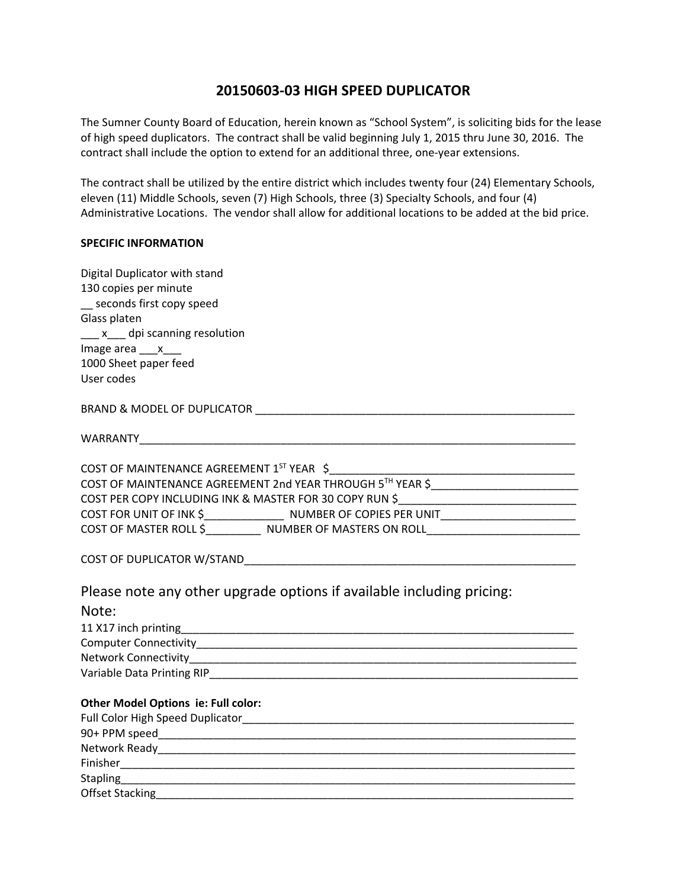# 20150603-03 HIGH SPEED DUPLICATOR

The Sumner County Board of Education, herein known as "School System", is soliciting bids for the lease of high speed duplicators. The contract shall be valid beginning July 1, 2015 thru June 30, 2016. The contract shall include the option to extend for an additional three, one-year extensions.

The contract shall be utilized by the entire district which includes twenty four (24) Elementary Schools, eleven (11) Middle Schools, seven (7) High Schools, three (3) Specialty Schools, and four (4) Administrative Locations. The vendor shall allow for additional locations to be added at the bid price.

**SPECIFIC INFORMATION**

Digital Duplicator with stand
130 copies per minute
__ seconds first copy speed
Glass platen
___ x___ dpi scanning resolution
Image area ___x___
1000 Sheet paper feed
User codes

BRAND & MODEL OF DUPLICATOR ______________________________________________________

WARRANTY___________________________________________________________________________

COST OF MAINTENANCE AGREEMENT 1ST YEAR $__________________________________________
COST OF MAINTENANCE AGREEMENT 2nd YEAR THROUGH 5TH YEAR $_________________________
COST PER COPY INCLUDING INK & MASTER FOR 30 COPY RUN $_____________________________
COST FOR UNIT OF INK $_____________ NUMBER OF COPIES PER UNIT______________________
COST OF MASTER ROLL $_________ NUMBER OF MASTERS ON ROLL_________________________

COST OF DUPLICATOR W/STAND__________________________________________________________

Please note any other upgrade options if available including pricing:

Note:

11 X17 inch printing__________________________________________________________________
Computer Connectivity________________________________________________________________
Network Connectivity_________________________________________________________________
Variable Data Printing RIP_____________________________________________________________

**Other Model Options ie: Full color:**

Full Color High Speed Duplicator_________________________________________________________
90+ PPM speed______________________________________________________________________
Network Ready______________________________________________________________________
Finisher___________________________________________________________________________
Stapling___________________________________________________________________________
Offset Stacking______________________________________________________________________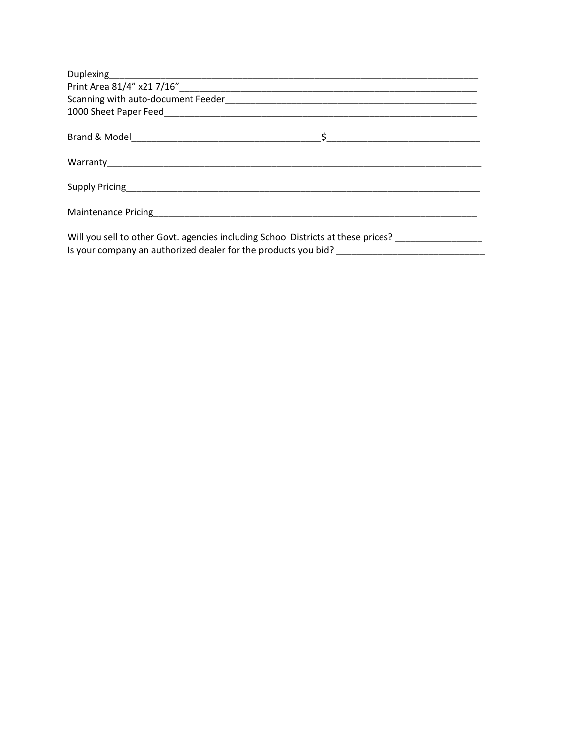Duplexing______________________________________________________________________________

Print Area 81/4" x21 7/16"______________________________________________________________

Scanning with auto-document Feeder_____________________________________________________

1000 Sheet Paper Feed__________________________________________________________________

Brand & Model_________________________________________$______________________________

Warranty________________________________________________________________________________

Supply Pricing___________________________________________________________________________

Maintenance Pricing______________________________________________________________________

Will you sell to other Govt. agencies including School Districts at these prices? _________________

Is your company an authorized dealer for the products you bid? _____________________________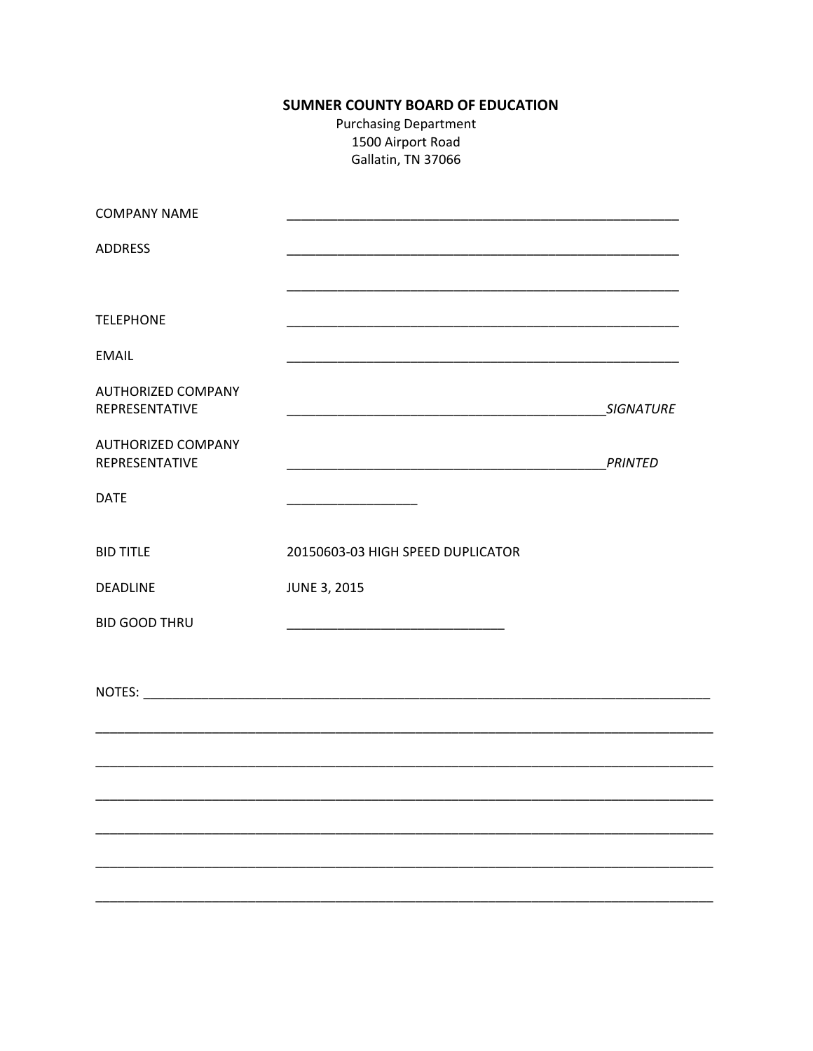**SUMNER COUNTY BOARD OF EDUCATION**

Purchasing Department
1500 Airport Road
Gallatin, TN 37066

COMPANY NAME ______________________________________________________

ADDRESS ______________________________________________________

______________________________________________________

TELEPHONE ______________________________________________________

EMAIL ______________________________________________________

AUTHORIZED COMPANY REPRESENTATIVE ____________________________________________ *SIGNATURE*

AUTHORIZED COMPANY REPRESENTATIVE ____________________________________________ *PRINTED*

DATE __________________

BID TITLE 20150603-03 HIGH SPEED DUPLICATOR

DEADLINE JUNE 3, 2015

BID GOOD THRU ______________________________

NOTES: ______________________________________________________________________________

______________________________________________________________________________________

______________________________________________________________________________________

______________________________________________________________________________________

______________________________________________________________________________________

______________________________________________________________________________________

______________________________________________________________________________________